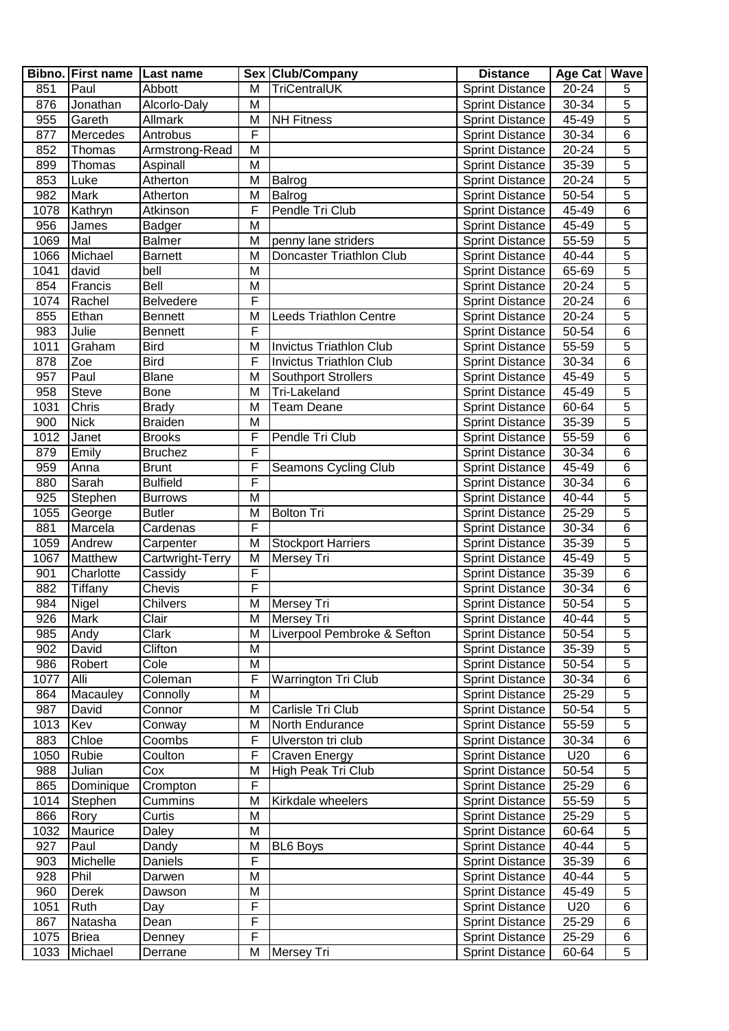| Bibno. | First name | Last name | Sex | Club/Company | Distance | Age Cat | Wave |
|---|---|---|---|---|---|---|---|
| 851 | Paul | Abbott | M | TriCentralUK | Sprint Distance | 20-24 | 5 |
| 876 | Jonathan | Alcorlo-Daly | M | | Sprint Distance | 30-34 | 5 |
| 955 | Gareth | Allmark | M | NH Fitness | Sprint Distance | 45-49 | 5 |
| 877 | Mercedes | Antrobus | F | | Sprint Distance | 30-34 | 6 |
| 852 | Thomas | Armstrong-Read | M | | Sprint Distance | 20-24 | 5 |
| 899 | Thomas | Aspinall | M | | Sprint Distance | 35-39 | 5 |
| 853 | Luke | Atherton | M | Balrog | Sprint Distance | 20-24 | 5 |
| 982 | Mark | Atherton | M | Balrog | Sprint Distance | 50-54 | 5 |
| 1078 | Kathryn | Atkinson | F | Pendle Tri Club | Sprint Distance | 45-49 | 6 |
| 956 | James | Badger | M | | Sprint Distance | 45-49 | 5 |
| 1069 | Mal | Balmer | M | penny lane striders | Sprint Distance | 55-59 | 5 |
| 1066 | Michael | Barnett | M | Doncaster Triathlon Club | Sprint Distance | 40-44 | 5 |
| 1041 | david | bell | M | | Sprint Distance | 65-69 | 5 |
| 854 | Francis | Bell | M | | Sprint Distance | 20-24 | 5 |
| 1074 | Rachel | Belvedere | F | | Sprint Distance | 20-24 | 6 |
| 855 | Ethan | Bennett | M | Leeds Triathlon Centre | Sprint Distance | 20-24 | 5 |
| 983 | Julie | Bennett | F | | Sprint Distance | 50-54 | 6 |
| 1011 | Graham | Bird | M | Invictus Triathlon Club | Sprint Distance | 55-59 | 5 |
| 878 | Zoe | Bird | F | Invictus Triathlon Club | Sprint Distance | 30-34 | 6 |
| 957 | Paul | Blane | M | Southport Strollers | Sprint Distance | 45-49 | 5 |
| 958 | Steve | Bone | M | Tri-Lakeland | Sprint Distance | 45-49 | 5 |
| 1031 | Chris | Brady | M | Team Deane | Sprint Distance | 60-64 | 5 |
| 900 | Nick | Braiden | M | | Sprint Distance | 35-39 | 5 |
| 1012 | Janet | Brooks | F | Pendle Tri Club | Sprint Distance | 55-59 | 6 |
| 879 | Emily | Bruchez | F | | Sprint Distance | 30-34 | 6 |
| 959 | Anna | Brunt | F | Seamons Cycling Club | Sprint Distance | 45-49 | 6 |
| 880 | Sarah | Bulfield | F | | Sprint Distance | 30-34 | 6 |
| 925 | Stephen | Burrows | M | | Sprint Distance | 40-44 | 5 |
| 1055 | George | Butler | M | Bolton Tri | Sprint Distance | 25-29 | 5 |
| 881 | Marcela | Cardenas | F | | Sprint Distance | 30-34 | 6 |
| 1059 | Andrew | Carpenter | M | Stockport Harriers | Sprint Distance | 35-39 | 5 |
| 1067 | Matthew | Cartwright-Terry | M | Mersey Tri | Sprint Distance | 45-49 | 5 |
| 901 | Charlotte | Cassidy | F | | Sprint Distance | 35-39 | 6 |
| 882 | Tiffany | Chevis | F | | Sprint Distance | 30-34 | 6 |
| 984 | Nigel | Chilvers | M | Mersey Tri | Sprint Distance | 50-54 | 5 |
| 926 | Mark | Clair | M | Mersey Tri | Sprint Distance | 40-44 | 5 |
| 985 | Andy | Clark | M | Liverpool Pembroke & Sefton | Sprint Distance | 50-54 | 5 |
| 902 | David | Clifton | M | | Sprint Distance | 35-39 | 5 |
| 986 | Robert | Cole | M | | Sprint Distance | 50-54 | 5 |
| 1077 | Alli | Coleman | F | Warrington Tri Club | Sprint Distance | 30-34 | 6 |
| 864 | Macauley | Connolly | M | | Sprint Distance | 25-29 | 5 |
| 987 | David | Connor | M | Carlisle Tri Club | Sprint Distance | 50-54 | 5 |
| 1013 | Kev | Conway | M | North Endurance | Sprint Distance | 55-59 | 5 |
| 883 | Chloe | Coombs | F | Ulverston tri club | Sprint Distance | 30-34 | 6 |
| 1050 | Rubie | Coulton | F | Craven Energy | Sprint Distance | U20 | 6 |
| 988 | Julian | Cox | M | High Peak Tri Club | Sprint Distance | 50-54 | 5 |
| 865 | Dominique | Crompton | F | | Sprint Distance | 25-29 | 6 |
| 1014 | Stephen | Cummins | M | Kirkdale wheelers | Sprint Distance | 55-59 | 5 |
| 866 | Rory | Curtis | M | | Sprint Distance | 25-29 | 5 |
| 1032 | Maurice | Daley | M | | Sprint Distance | 60-64 | 5 |
| 927 | Paul | Dandy | M | BL6 Boys | Sprint Distance | 40-44 | 5 |
| 903 | Michelle | Daniels | F | | Sprint Distance | 35-39 | 6 |
| 928 | Phil | Darwen | M | | Sprint Distance | 40-44 | 5 |
| 960 | Derek | Dawson | M | | Sprint Distance | 45-49 | 5 |
| 1051 | Ruth | Day | F | | Sprint Distance | U20 | 6 |
| 867 | Natasha | Dean | F | | Sprint Distance | 25-29 | 6 |
| 1075 | Briea | Denney | F | | Sprint Distance | 25-29 | 6 |
| 1033 | Michael | Derrane | M | Mersey Tri | Sprint Distance | 60-64 | 5 |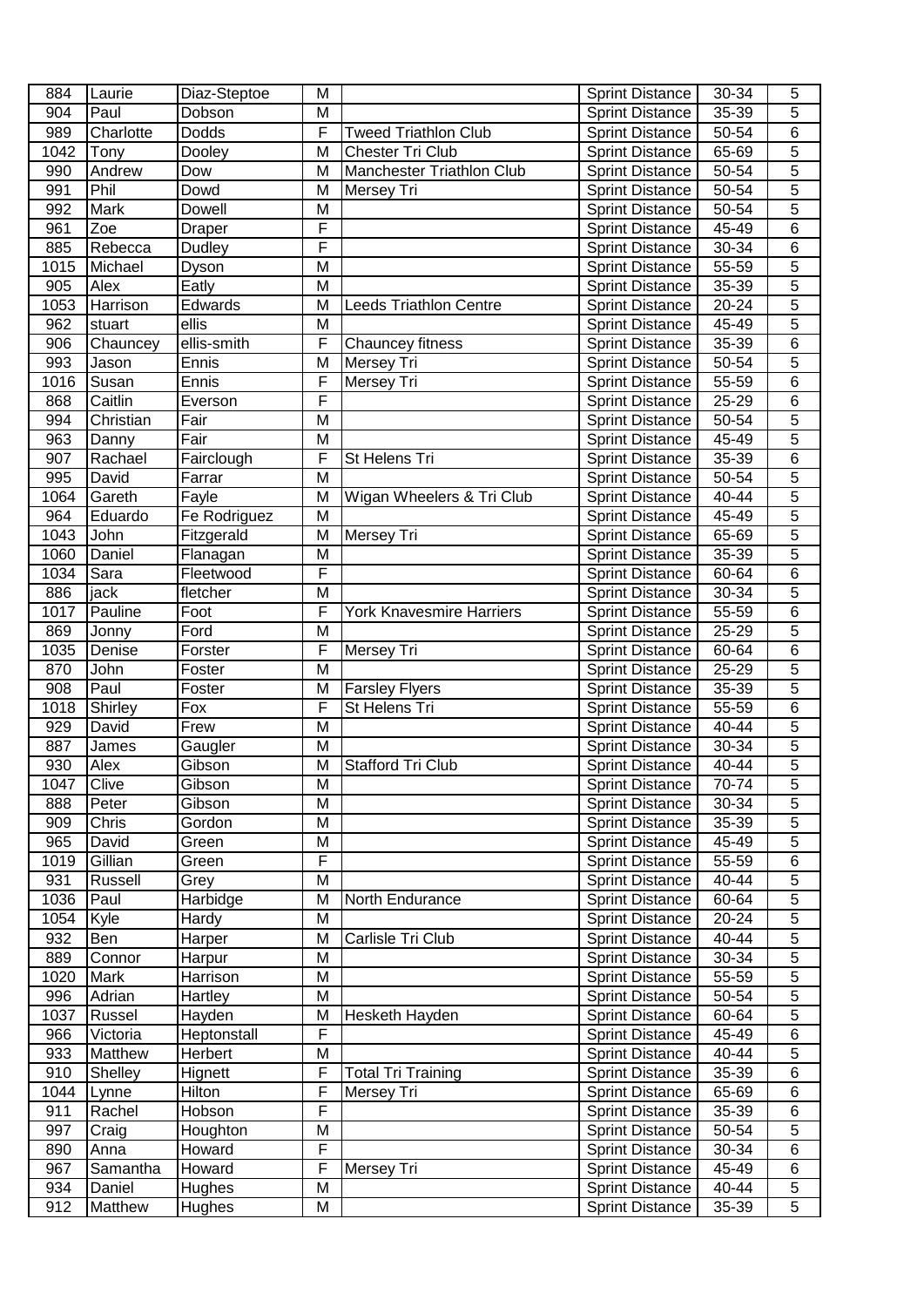| 884 | Laurie | Diaz-Steptoe | M | | Sprint Distance | 30-34 | 5 |
|---|---|---|---|---|---|---|---|
| 904 | Paul | Dobson | M | | Sprint Distance | 35-39 | 5 |
| 989 | Charlotte | Dodds | F | Tweed Triathlon Club | Sprint Distance | 50-54 | 6 |
| 1042 | Tony | Dooley | M | Chester Tri Club | Sprint Distance | 65-69 | 5 |
| 990 | Andrew | Dow | M | Manchester Triathlon Club | Sprint Distance | 50-54 | 5 |
| 991 | Phil | Dowd | M | Mersey Tri | Sprint Distance | 50-54 | 5 |
| 992 | Mark | Dowell | M | | Sprint Distance | 50-54 | 5 |
| 961 | Zoe | Draper | F | | Sprint Distance | 45-49 | 6 |
| 885 | Rebecca | Dudley | F | | Sprint Distance | 30-34 | 6 |
| 1015 | Michael | Dyson | M | | Sprint Distance | 55-59 | 5 |
| 905 | Alex | Eatly | M | | Sprint Distance | 35-39 | 5 |
| 1053 | Harrison | Edwards | M | Leeds Triathlon Centre | Sprint Distance | 20-24 | 5 |
| 962 | stuart | ellis | M | | Sprint Distance | 45-49 | 5 |
| 906 | Chauncey | ellis-smith | F | Chauncey fitness | Sprint Distance | 35-39 | 6 |
| 993 | Jason | Ennis | M | Mersey Tri | Sprint Distance | 50-54 | 5 |
| 1016 | Susan | Ennis | F | Mersey Tri | Sprint Distance | 55-59 | 6 |
| 868 | Caitlin | Everson | F | | Sprint Distance | 25-29 | 6 |
| 994 | Christian | Fair | M | | Sprint Distance | 50-54 | 5 |
| 963 | Danny | Fair | M | | Sprint Distance | 45-49 | 5 |
| 907 | Rachael | Fairclough | F | St Helens Tri | Sprint Distance | 35-39 | 6 |
| 995 | David | Farrar | M | | Sprint Distance | 50-54 | 5 |
| 1064 | Gareth | Fayle | M | Wigan Wheelers & Tri Club | Sprint Distance | 40-44 | 5 |
| 964 | Eduardo | Fe Rodriguez | M | | Sprint Distance | 45-49 | 5 |
| 1043 | John | Fitzgerald | M | Mersey Tri | Sprint Distance | 65-69 | 5 |
| 1060 | Daniel | Flanagan | M | | Sprint Distance | 35-39 | 5 |
| 1034 | Sara | Fleetwood | F | | Sprint Distance | 60-64 | 6 |
| 886 | jack | fletcher | M | | Sprint Distance | 30-34 | 5 |
| 1017 | Pauline | Foot | F | York Knavesmire Harriers | Sprint Distance | 55-59 | 6 |
| 869 | Jonny | Ford | M | | Sprint Distance | 25-29 | 5 |
| 1035 | Denise | Forster | F | Mersey Tri | Sprint Distance | 60-64 | 6 |
| 870 | John | Foster | M | | Sprint Distance | 25-29 | 5 |
| 908 | Paul | Foster | M | Farsley Flyers | Sprint Distance | 35-39 | 5 |
| 1018 | Shirley | Fox | F | St Helens Tri | Sprint Distance | 55-59 | 6 |
| 929 | David | Frew | M | | Sprint Distance | 40-44 | 5 |
| 887 | James | Gaugler | M | | Sprint Distance | 30-34 | 5 |
| 930 | Alex | Gibson | M | Stafford Tri Club | Sprint Distance | 40-44 | 5 |
| 1047 | Clive | Gibson | M | | Sprint Distance | 70-74 | 5 |
| 888 | Peter | Gibson | M | | Sprint Distance | 30-34 | 5 |
| 909 | Chris | Gordon | M | | Sprint Distance | 35-39 | 5 |
| 965 | David | Green | M | | Sprint Distance | 45-49 | 5 |
| 1019 | Gillian | Green | F | | Sprint Distance | 55-59 | 6 |
| 931 | Russell | Grey | M | | Sprint Distance | 40-44 | 5 |
| 1036 | Paul | Harbidge | M | North Endurance | Sprint Distance | 60-64 | 5 |
| 1054 | Kyle | Hardy | M | | Sprint Distance | 20-24 | 5 |
| 932 | Ben | Harper | M | Carlisle Tri Club | Sprint Distance | 40-44 | 5 |
| 889 | Connor | Harpur | M | | Sprint Distance | 30-34 | 5 |
| 1020 | Mark | Harrison | M | | Sprint Distance | 55-59 | 5 |
| 996 | Adrian | Hartley | M | | Sprint Distance | 50-54 | 5 |
| 1037 | Russel | Hayden | M | Hesketh Hayden | Sprint Distance | 60-64 | 5 |
| 966 | Victoria | Heptonstall | F | | Sprint Distance | 45-49 | 6 |
| 933 | Matthew | Herbert | M | | Sprint Distance | 40-44 | 5 |
| 910 | Shelley | Hignett | F | Total Tri Training | Sprint Distance | 35-39 | 6 |
| 1044 | Lynne | Hilton | F | Mersey Tri | Sprint Distance | 65-69 | 6 |
| 911 | Rachel | Hobson | F | | Sprint Distance | 35-39 | 6 |
| 997 | Craig | Houghton | M | | Sprint Distance | 50-54 | 5 |
| 890 | Anna | Howard | F | | Sprint Distance | 30-34 | 6 |
| 967 | Samantha | Howard | F | Mersey Tri | Sprint Distance | 45-49 | 6 |
| 934 | Daniel | Hughes | M | | Sprint Distance | 40-44 | 5 |
| 912 | Matthew | Hughes | M | | Sprint Distance | 35-39 | 5 |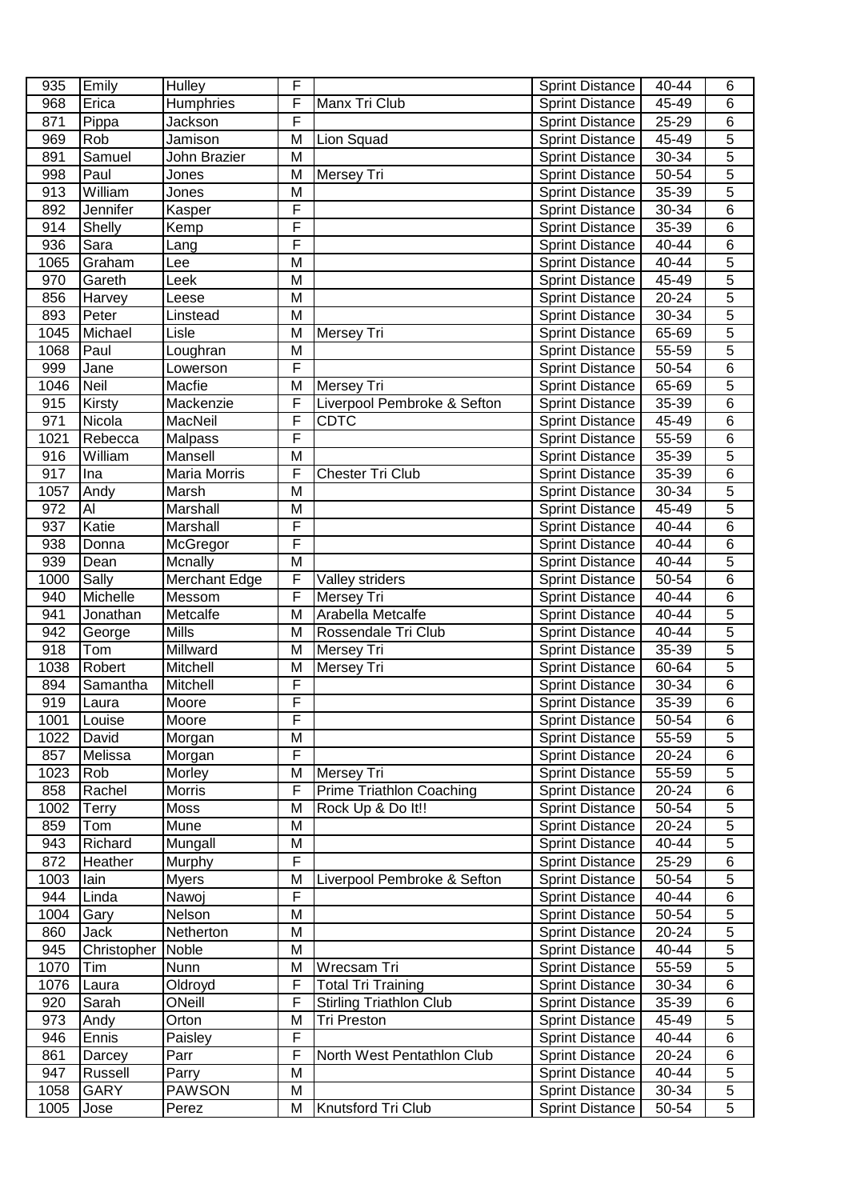| 935 | Emily | Hulley | F | | Sprint Distance | 40-44 | 6 |
|---|---|---|---|---|---|---|---|
| 968 | Erica | Humphries | F | Manx Tri Club | Sprint Distance | 45-49 | 6 |
| 871 | Pippa | Jackson | F | | Sprint Distance | 25-29 | 6 |
| 969 | Rob | Jamison | M | Lion Squad | Sprint Distance | 45-49 | 5 |
| 891 | Samuel | John Brazier | M | | Sprint Distance | 30-34 | 5 |
| 998 | Paul | Jones | M | Mersey Tri | Sprint Distance | 50-54 | 5 |
| 913 | William | Jones | M | | Sprint Distance | 35-39 | 5 |
| 892 | Jennifer | Kasper | F | | Sprint Distance | 30-34 | 6 |
| 914 | Shelly | Kemp | F | | Sprint Distance | 35-39 | 6 |
| 936 | Sara | Lang | F | | Sprint Distance | 40-44 | 6 |
| 1065 | Graham | Lee | M | | Sprint Distance | 40-44 | 5 |
| 970 | Gareth | Leek | M | | Sprint Distance | 45-49 | 5 |
| 856 | Harvey | Leese | M | | Sprint Distance | 20-24 | 5 |
| 893 | Peter | Linstead | M | | Sprint Distance | 30-34 | 5 |
| 1045 | Michael | Lisle | M | Mersey Tri | Sprint Distance | 65-69 | 5 |
| 1068 | Paul | Loughran | M | | Sprint Distance | 55-59 | 5 |
| 999 | Jane | Lowerson | F | | Sprint Distance | 50-54 | 6 |
| 1046 | Neil | Macfie | M | Mersey Tri | Sprint Distance | 65-69 | 5 |
| 915 | Kirsty | Mackenzie | F | Liverpool Pembroke & Sefton | Sprint Distance | 35-39 | 6 |
| 971 | Nicola | MacNeil | F | CDTC | Sprint Distance | 45-49 | 6 |
| 1021 | Rebecca | Malpass | F | | Sprint Distance | 55-59 | 6 |
| 916 | William | Mansell | M | | Sprint Distance | 35-39 | 5 |
| 917 | Ina | Maria Morris | F | Chester Tri Club | Sprint Distance | 35-39 | 6 |
| 1057 | Andy | Marsh | M | | Sprint Distance | 30-34 | 5 |
| 972 | Al | Marshall | M | | Sprint Distance | 45-49 | 5 |
| 937 | Katie | Marshall | F | | Sprint Distance | 40-44 | 6 |
| 938 | Donna | McGregor | F | | Sprint Distance | 40-44 | 6 |
| 939 | Dean | Mcnally | M | | Sprint Distance | 40-44 | 5 |
| 1000 | Sally | Merchant Edge | F | Valley striders | Sprint Distance | 50-54 | 6 |
| 940 | Michelle | Messom | F | Mersey Tri | Sprint Distance | 40-44 | 6 |
| 941 | Jonathan | Metcalfe | M | Arabella Metcalfe | Sprint Distance | 40-44 | 5 |
| 942 | George | Mills | M | Rossendale Tri Club | Sprint Distance | 40-44 | 5 |
| 918 | Tom | Millward | M | Mersey Tri | Sprint Distance | 35-39 | 5 |
| 1038 | Robert | Mitchell | M | Mersey Tri | Sprint Distance | 60-64 | 5 |
| 894 | Samantha | Mitchell | F | | Sprint Distance | 30-34 | 6 |
| 919 | Laura | Moore | F | | Sprint Distance | 35-39 | 6 |
| 1001 | Louise | Moore | F | | Sprint Distance | 50-54 | 6 |
| 1022 | David | Morgan | M | | Sprint Distance | 55-59 | 5 |
| 857 | Melissa | Morgan | F | | Sprint Distance | 20-24 | 6 |
| 1023 | Rob | Morley | M | Mersey Tri | Sprint Distance | 55-59 | 5 |
| 858 | Rachel | Morris | F | Prime Triathlon Coaching | Sprint Distance | 20-24 | 6 |
| 1002 | Terry | Moss | M | Rock Up & Do It!! | Sprint Distance | 50-54 | 5 |
| 859 | Tom | Mune | M | | Sprint Distance | 20-24 | 5 |
| 943 | Richard | Mungall | M | | Sprint Distance | 40-44 | 5 |
| 872 | Heather | Murphy | F | | Sprint Distance | 25-29 | 6 |
| 1003 | Iain | Myers | M | Liverpool Pembroke & Sefton | Sprint Distance | 50-54 | 5 |
| 944 | Linda | Nawoj | F | | Sprint Distance | 40-44 | 6 |
| 1004 | Gary | Nelson | M | | Sprint Distance | 50-54 | 5 |
| 860 | Jack | Netherton | M | | Sprint Distance | 20-24 | 5 |
| 945 | Christopher | Noble | M | | Sprint Distance | 40-44 | 5 |
| 1070 | Tim | Nunn | M | Wrecsam Tri | Sprint Distance | 55-59 | 5 |
| 1076 | Laura | Oldroyd | F | Total Tri Training | Sprint Distance | 30-34 | 6 |
| 920 | Sarah | ONeill | F | Stirling Triathlon Club | Sprint Distance | 35-39 | 6 |
| 973 | Andy | Orton | M | Tri Preston | Sprint Distance | 45-49 | 5 |
| 946 | Ennis | Paisley | F | | Sprint Distance | 40-44 | 6 |
| 861 | Darcey | Parr | F | North West Pentathlon Club | Sprint Distance | 20-24 | 6 |
| 947 | Russell | Parry | M | | Sprint Distance | 40-44 | 5 |
| 1058 | GARY | PAWSON | M | | Sprint Distance | 30-34 | 5 |
| 1005 | Jose | Perez | M | Knutsford Tri Club | Sprint Distance | 50-54 | 5 |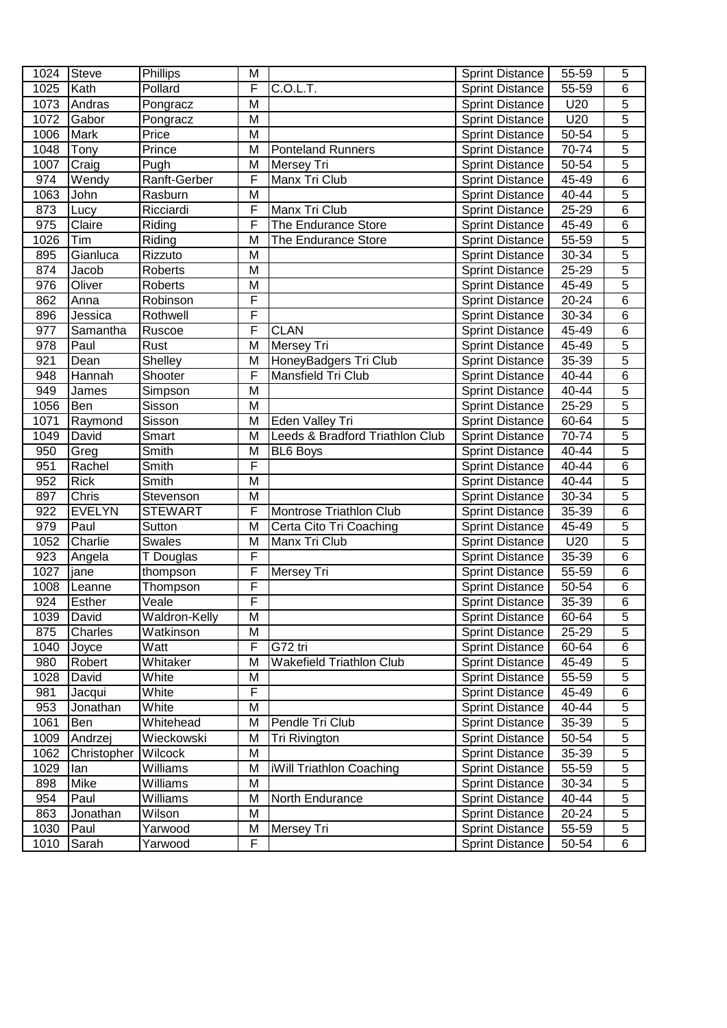| | | | | | | | |
|---|---|---|---|---|---|---|---|
| 1024 | Steve | Phillips | M | | Sprint Distance | 55-59 | 5 |
| 1025 | Kath | Pollard | F | C.O.L.T. | Sprint Distance | 55-59 | 6 |
| 1073 | Andras | Pongracz | M | | Sprint Distance | U20 | 5 |
| 1072 | Gabor | Pongracz | M | | Sprint Distance | U20 | 5 |
| 1006 | Mark | Price | M | | Sprint Distance | 50-54 | 5 |
| 1048 | Tony | Prince | M | Ponteland Runners | Sprint Distance | 70-74 | 5 |
| 1007 | Craig | Pugh | M | Mersey Tri | Sprint Distance | 50-54 | 5 |
| 974 | Wendy | Ranft-Gerber | F | Manx Tri Club | Sprint Distance | 45-49 | 6 |
| 1063 | John | Rasburn | M | | Sprint Distance | 40-44 | 5 |
| 873 | Lucy | Ricciardi | F | Manx Tri Club | Sprint Distance | 25-29 | 6 |
| 975 | Claire | Riding | F | The Endurance Store | Sprint Distance | 45-49 | 6 |
| 1026 | Tim | Riding | M | The Endurance Store | Sprint Distance | 55-59 | 5 |
| 895 | Gianluca | Rizzuto | M | | Sprint Distance | 30-34 | 5 |
| 874 | Jacob | Roberts | M | | Sprint Distance | 25-29 | 5 |
| 976 | Oliver | Roberts | M | | Sprint Distance | 45-49 | 5 |
| 862 | Anna | Robinson | F | | Sprint Distance | 20-24 | 6 |
| 896 | Jessica | Rothwell | F | | Sprint Distance | 30-34 | 6 |
| 977 | Samantha | Ruscoe | F | CLAN | Sprint Distance | 45-49 | 6 |
| 978 | Paul | Rust | M | Mersey Tri | Sprint Distance | 45-49 | 5 |
| 921 | Dean | Shelley | M | HoneyBadgers Tri Club | Sprint Distance | 35-39 | 5 |
| 948 | Hannah | Shooter | F | Mansfield Tri Club | Sprint Distance | 40-44 | 6 |
| 949 | James | Simpson | M | | Sprint Distance | 40-44 | 5 |
| 1056 | Ben | Sisson | M | | Sprint Distance | 25-29 | 5 |
| 1071 | Raymond | Sisson | M | Eden Valley Tri | Sprint Distance | 60-64 | 5 |
| 1049 | David | Smart | M | Leeds & Bradford Triathlon Club | Sprint Distance | 70-74 | 5 |
| 950 | Greg | Smith | M | BL6 Boys | Sprint Distance | 40-44 | 5 |
| 951 | Rachel | Smith | F | | Sprint Distance | 40-44 | 6 |
| 952 | Rick | Smith | M | | Sprint Distance | 40-44 | 5 |
| 897 | Chris | Stevenson | M | | Sprint Distance | 30-34 | 5 |
| 922 | EVELYN | STEWART | F | Montrose Triathlon Club | Sprint Distance | 35-39 | 6 |
| 979 | Paul | Sutton | M | Certa Cito Tri Coaching | Sprint Distance | 45-49 | 5 |
| 1052 | Charlie | Swales | M | Manx Tri Club | Sprint Distance | U20 | 5 |
| 923 | Angela | T Douglas | F | | Sprint Distance | 35-39 | 6 |
| 1027 | jane | thompson | F | Mersey Tri | Sprint Distance | 55-59 | 6 |
| 1008 | Leanne | Thompson | F | | Sprint Distance | 50-54 | 6 |
| 924 | Esther | Veale | F | | Sprint Distance | 35-39 | 6 |
| 1039 | David | Waldron-Kelly | M | | Sprint Distance | 60-64 | 5 |
| 875 | Charles | Watkinson | M | | Sprint Distance | 25-29 | 5 |
| 1040 | Joyce | Watt | F | G72 tri | Sprint Distance | 60-64 | 6 |
| 980 | Robert | Whitaker | M | Wakefield Triathlon Club | Sprint Distance | 45-49 | 5 |
| 1028 | David | White | M | | Sprint Distance | 55-59 | 5 |
| 981 | Jacqui | White | F | | Sprint Distance | 45-49 | 6 |
| 953 | Jonathan | White | M | | Sprint Distance | 40-44 | 5 |
| 1061 | Ben | Whitehead | M | Pendle Tri Club | Sprint Distance | 35-39 | 5 |
| 1009 | Andrzej | Wieckowski | M | Tri Rivington | Sprint Distance | 50-54 | 5 |
| 1062 | Christopher | Wilcock | M | | Sprint Distance | 35-39 | 5 |
| 1029 | Ian | Williams | M | iWill Triathlon Coaching | Sprint Distance | 55-59 | 5 |
| 898 | Mike | Williams | M | | Sprint Distance | 30-34 | 5 |
| 954 | Paul | Williams | M | North Endurance | Sprint Distance | 40-44 | 5 |
| 863 | Jonathan | Wilson | M | | Sprint Distance | 20-24 | 5 |
| 1030 | Paul | Yarwood | M | Mersey Tri | Sprint Distance | 55-59 | 5 |
| 1010 | Sarah | Yarwood | F | | Sprint Distance | 50-54 | 6 |